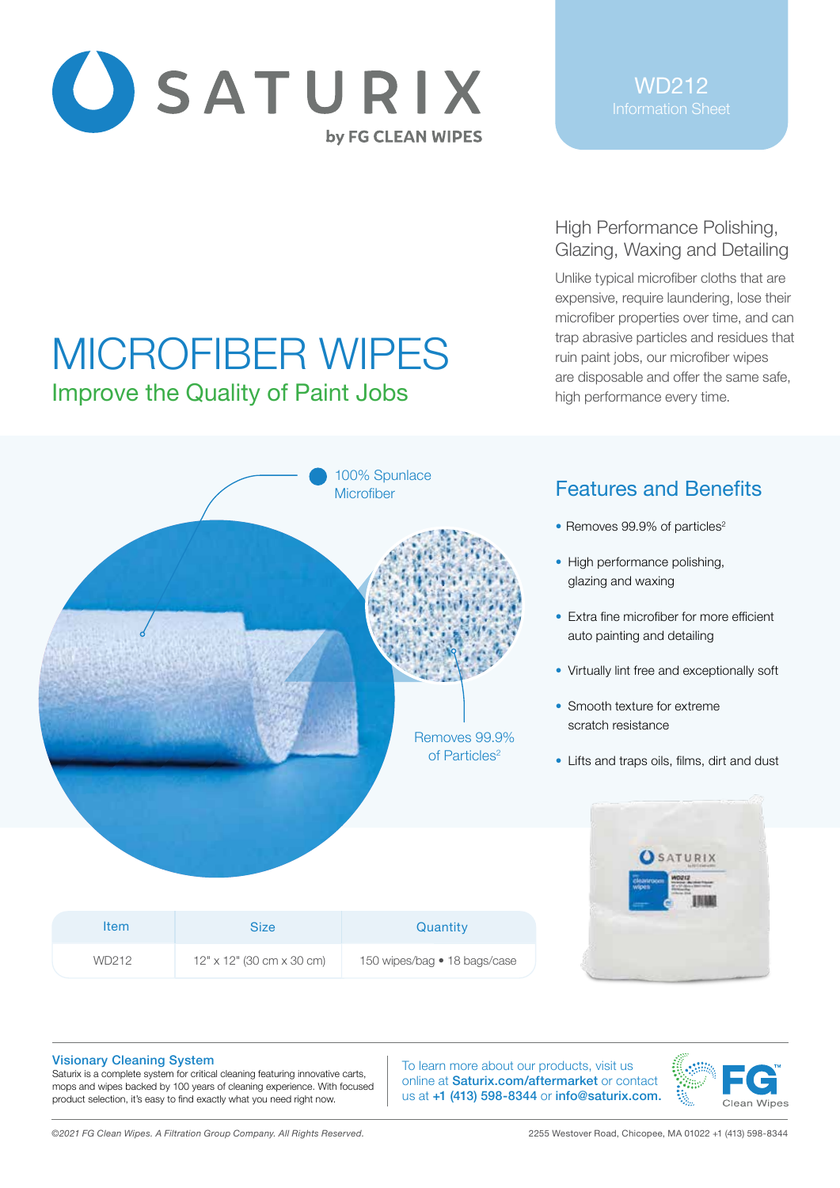# SATURIX

by FG CLEAN WIPES

WD212
Information Sheet

# MICROFIBER WIPES

## Improve the Quality of Paint Jobs

### High Performance Polishing, Glazing, Waxing and Detailing

Unlike typical microfiber cloths that are expensive, require laundering, lose their microfiber properties over time, and can trap abrasive particles and residues that ruin paint jobs, our microfiber wipes are disposable and offer the same safe, high performance every time.

100% Spunlace Microfiber

Removes 99.9% of Particles[2]

## Features and Benefits

- Removes 99.9% of particles[2]
- High performance polishing, glazing and waxing
- Extra fine microfiber for more efficient auto painting and detailing
- Virtually lint free and exceptionally soft
- Smooth texture for extreme scratch resistance
- Lifts and traps oils, films, dirt and dust

| Item | Size | Quantity |
| --- | --- | --- |
| WD212 | 12" x 12" (30 cm x 30 cm) | 150 wipes/bag • 18 bags/case |

**Visionary Cleaning System**
Saturix is a complete system for critical cleaning featuring innovative carts, mops and wipes backed by 100 years of cleaning experience. With focused product selection, it's easy to find exactly what you need right now.

To learn more about our products, visit us online at **Saturix.com/aftermarket** or contact us at **+1 (413) 598-8344** or **info@saturix.com.**

FG Clean Wipes

*©2021 FG Clean Wipes. A Filtration Group Company. All Rights Reserved.*

2255 Westover Road, Chicopee, MA 01022 +1 (413) 598-8344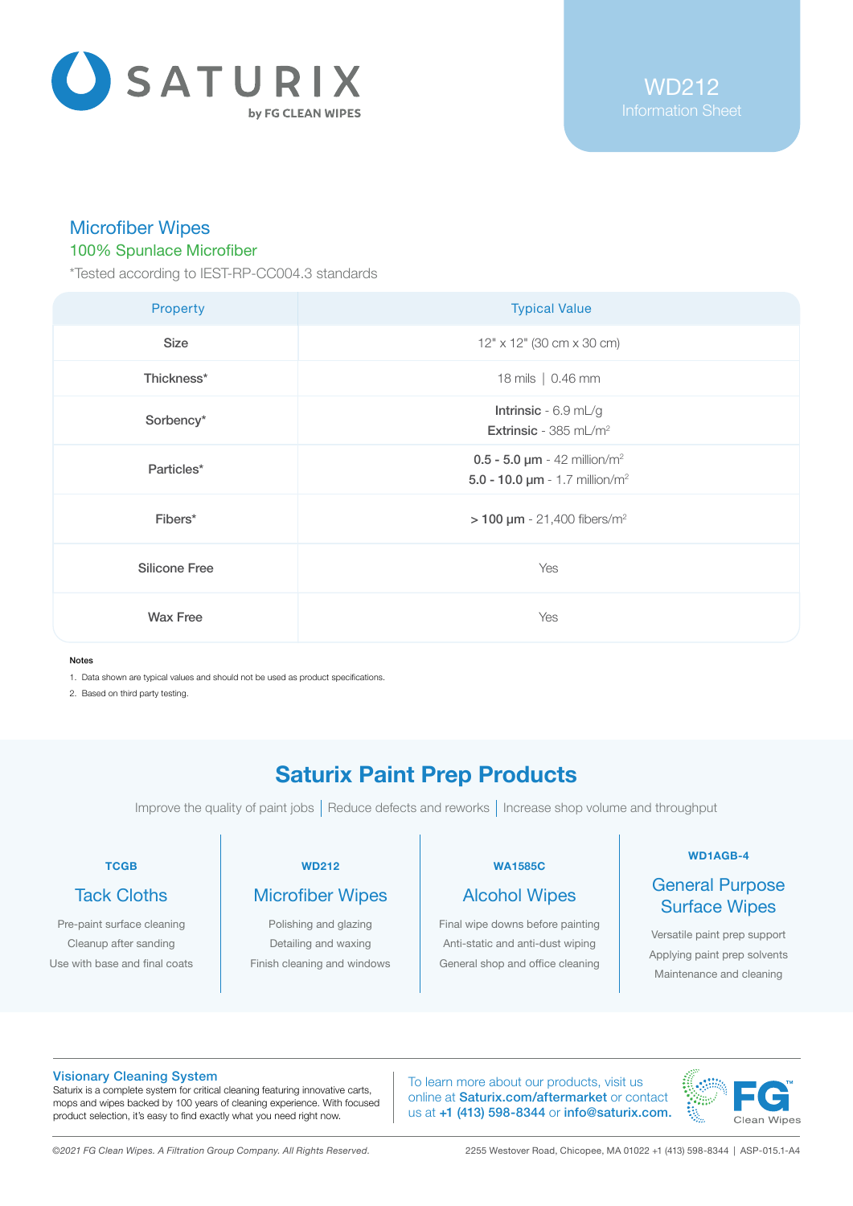SATURIX by FG CLEAN WIPES

# WD212
Information Sheet

## Microfiber Wipes

### 100% Spunlace Microfiber

*Tested according to IEST-RP-CC004.3 standards

| Property | Typical Value |
|---|---|
| Size | 12" x 12" (30 cm x 30 cm) |
| Thickness* | 18 mils \| 0.46 mm |
| Sorbency* | **Intrinsic** - 6.9 mL/g<br>**Extrinsic** - 385 mL/$m^2$ |
| Particles* | **0.5 - 5.0 µm** - 42 million/$m^2$<br>**5.0 - 10.0 µm** - 1.7 million/$m^2$ |
| Fibers* | **> 100 µm** - 21,400 fibers/$m^2$ |
| Silicone Free | Yes |
| Wax Free | Yes |

**Notes**

1. Data shown are typical values and should not be used as product specifications.
2. Based on third party testing.

## Saturix Paint Prep Products

Improve the quality of paint jobs | Reduce defects and reworks | Increase shop volume and throughput

**TCGB**

### Tack Cloths

- Pre-paint surface cleaning
- Cleanup after sanding
- Use with base and final coats

**WD212**

### Microfiber Wipes

- Polishing and glazing
- Detailing and waxing
- Finish cleaning and windows

**WA1585C**

### Alcohol Wipes

- Final wipe downs before painting
- Anti-static and anti-dust wiping
- General shop and office cleaning

**WD1AGB-4**

### General Purpose Surface Wipes

- Versatile paint prep support
- Applying paint prep solvents
- Maintenance and cleaning

**Visionary Cleaning System**

Saturix is a complete system for critical cleaning featuring innovative carts, mops and wipes backed by 100 years of cleaning experience. With focused product selection, it's easy to find exactly what you need right now.

To learn more about our products, visit us online at **Saturix.com/aftermarket** or contact us at **+1 (413) 598-8344** or **info@saturix.com.**

FG™ Clean Wipes

*©2021 FG Clean Wipes. A Filtration Group Company. All Rights Reserved.*

2255 Westover Road, Chicopee, MA 01022 +1 (413) 598-8344 | ASP-015.1-A4